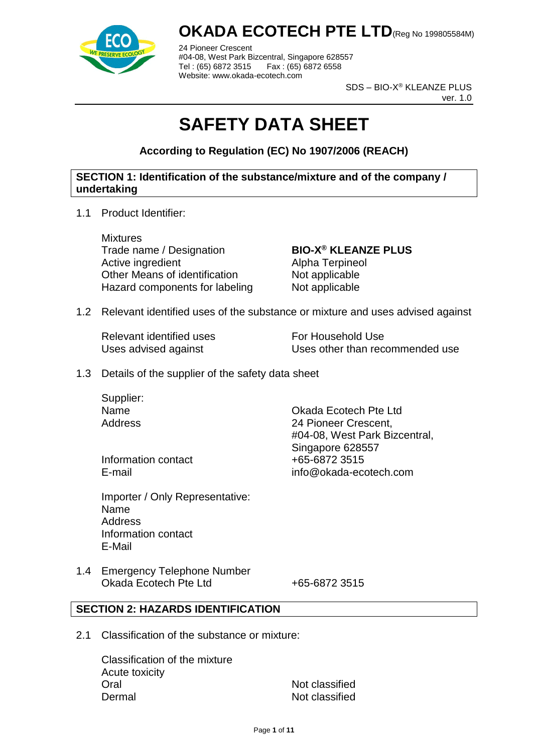# OKADA ECOTECH PTE LTD (Reg No 199805584M)

24 Pioneer Crescent
#04-08, West Park Bizcentral, Singapore 628557
Tel : (65) 6872 3515 Fax : (65) 6872 6558
Website: www.okada-ecotech.com

SDS – BIO-X® KLEANZE PLUS
ver. 1.0

# SAFETY DATA SHEET

**According to Regulation (EC) No 1907/2006 (REACH)**

## SECTION 1: Identification of the substance/mixture and of the company / undertaking

1.1 Product Identifier:

| | |
|---|---|
| Mixtures | |
| Trade name / Designation | **BIO-X® KLEANZE PLUS** |
| Active ingredient | Alpha Terpineol |
| Other Means of identification | Not applicable |
| Hazard components for labeling | Not applicable |

1.2 Relevant identified uses of the substance or mixture and uses advised against

| | |
|---|---|
| Relevant identified uses | For Household Use |
| Uses advised against | Uses other than recommended use |

1.3 Details of the supplier of the safety data sheet

| | |
|---|---|
| Supplier: | |
| Name | Okada Ecotech Pte Ltd |
| Address | 24 Pioneer Crescent, #04-08, West Park Bizcentral, Singapore 628557 |
| Information contact | +65-6872 3515 |
| E-mail | info@okada-ecotech.com |

Importer / Only Representative:
Name
Address
Information contact
E-Mail

1.4 Emergency Telephone Number

| | |
|---|---|
| Okada Ecotech Pte Ltd | +65-6872 3515 |

## SECTION 2: HAZARDS IDENTIFICATION

2.1 Classification of the substance or mixture:

| | |
|---|---|
| Classification of the mixture | |
| Acute toxicity | |
| Oral | Not classified |
| Dermal | Not classified |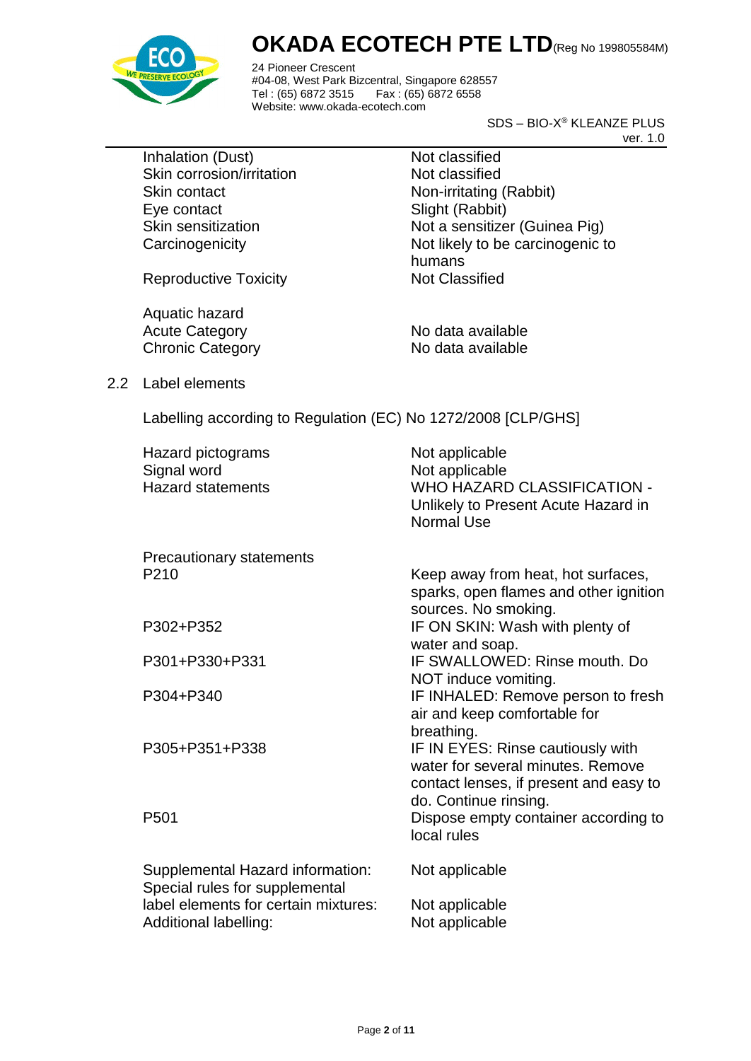| | |
|---|---|
| Inhalation (Dust) | Not classified |
| Skin corrosion/irritation | Not classified |
| Skin contact | Non-irritating (Rabbit) |
| Eye contact | Slight (Rabbit) |
| Skin sensitization | Not a sensitizer (Guinea Pig) |
| Carcinogenicity | Not likely to be carcinogenic to humans |
| Reproductive Toxicity | Not Classified |

Aquatic hazard

| | |
|---|---|
| Acute Category | No data available |
| Chronic Category | No data available |

## 2.2 Label elements

Labelling according to Regulation (EC) No 1272/2008 [CLP/GHS]

| | |
|---|---|
| Hazard pictograms | Not applicable |
| Signal word | Not applicable |
| Hazard statements | WHO HAZARD CLASSIFICATION - Unlikely to Present Acute Hazard in Normal Use |

Precautionary statements

| | |
|---|---|
| P210 | Keep away from heat, hot surfaces, sparks, open flames and other ignition sources. No smoking. |
| P302+P352 | IF ON SKIN: Wash with plenty of water and soap. |
| P301+P330+P331 | IF SWALLOWED: Rinse mouth. Do NOT induce vomiting. |
| P304+P340 | IF INHALED: Remove person to fresh air and keep comfortable for breathing. |
| P305+P351+P338 | IF IN EYES: Rinse cautiously with water for several minutes. Remove contact lenses, if present and easy to do. Continue rinsing. |
| P501 | Dispose empty container according to local rules |

| | |
|---|---|
| Supplemental Hazard information: | Not applicable |
| Special rules for supplemental label elements for certain mixtures: | Not applicable |
| Additional labelling: | Not applicable |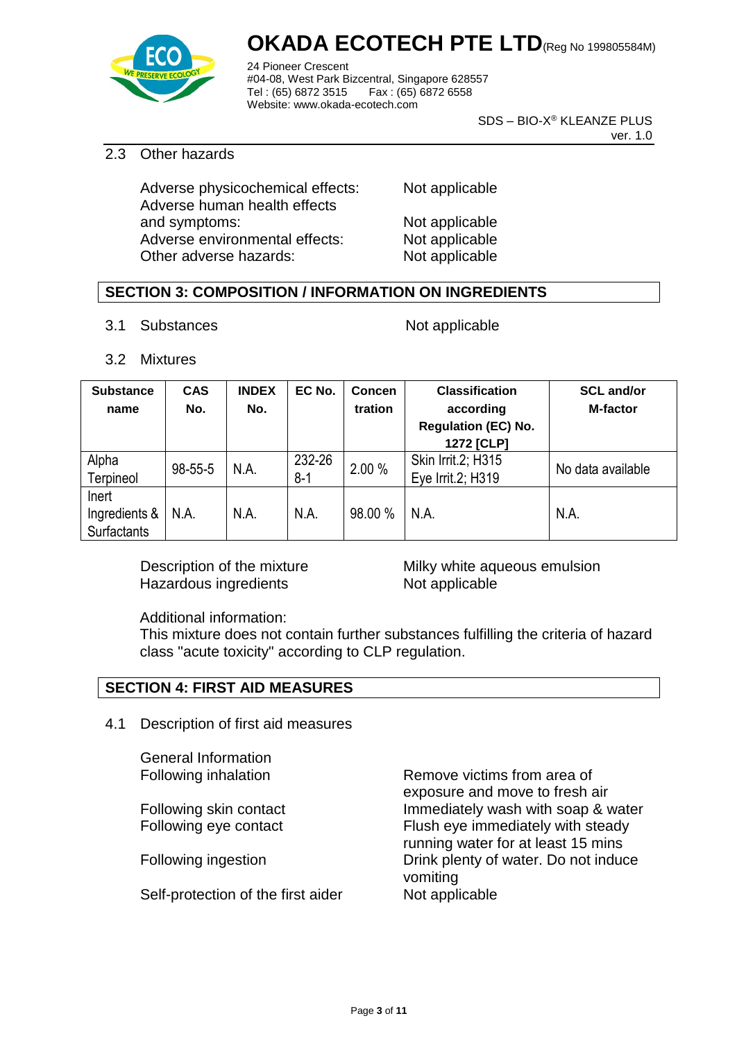2.3 Other hazards

| | |
|---|---|
| Adverse physicochemical effects: | Not applicable |
| Adverse human health effects and symptoms: | Not applicable |
| Adverse environmental effects: | Not applicable |
| Other adverse hazards: | Not applicable |

## SECTION 3: COMPOSITION / INFORMATION ON INGREDIENTS

3.1 Substances — Not applicable

3.2 Mixtures

| Substance name | CAS No. | INDEX No. | EC No. | Concentration | Classification according Regulation (EC) No. 1272 [CLP] | SCL and/or M-factor |
|---|---|---|---|---|---|---|
| Alpha Terpineol | 98-55-5 | N.A. | 232-268-1 | 2.00 % | Skin Irrit.2; H315 Eye Irrit.2; H319 | No data available |
| Inert Ingredients & Surfactants | N.A. | N.A. | N.A. | 98.00 % | N.A. | N.A. |

| | |
|---|---|
| Description of the mixture | Milky white aqueous emulsion |
| Hazardous ingredients | Not applicable |

Additional information:
This mixture does not contain further substances fulfilling the criteria of hazard class "acute toxicity" according to CLP regulation.

## SECTION 4: FIRST AID MEASURES

4.1 Description of first aid measures

General Information

| | |
|---|---|
| Following inhalation | Remove victims from area of exposure and move to fresh air |
| Following skin contact | Immediately wash with soap & water |
| Following eye contact | Flush eye immediately with steady running water for at least 15 mins |
| Following ingestion | Drink plenty of water. Do not induce vomiting |
| Self-protection of the first aider | Not applicable |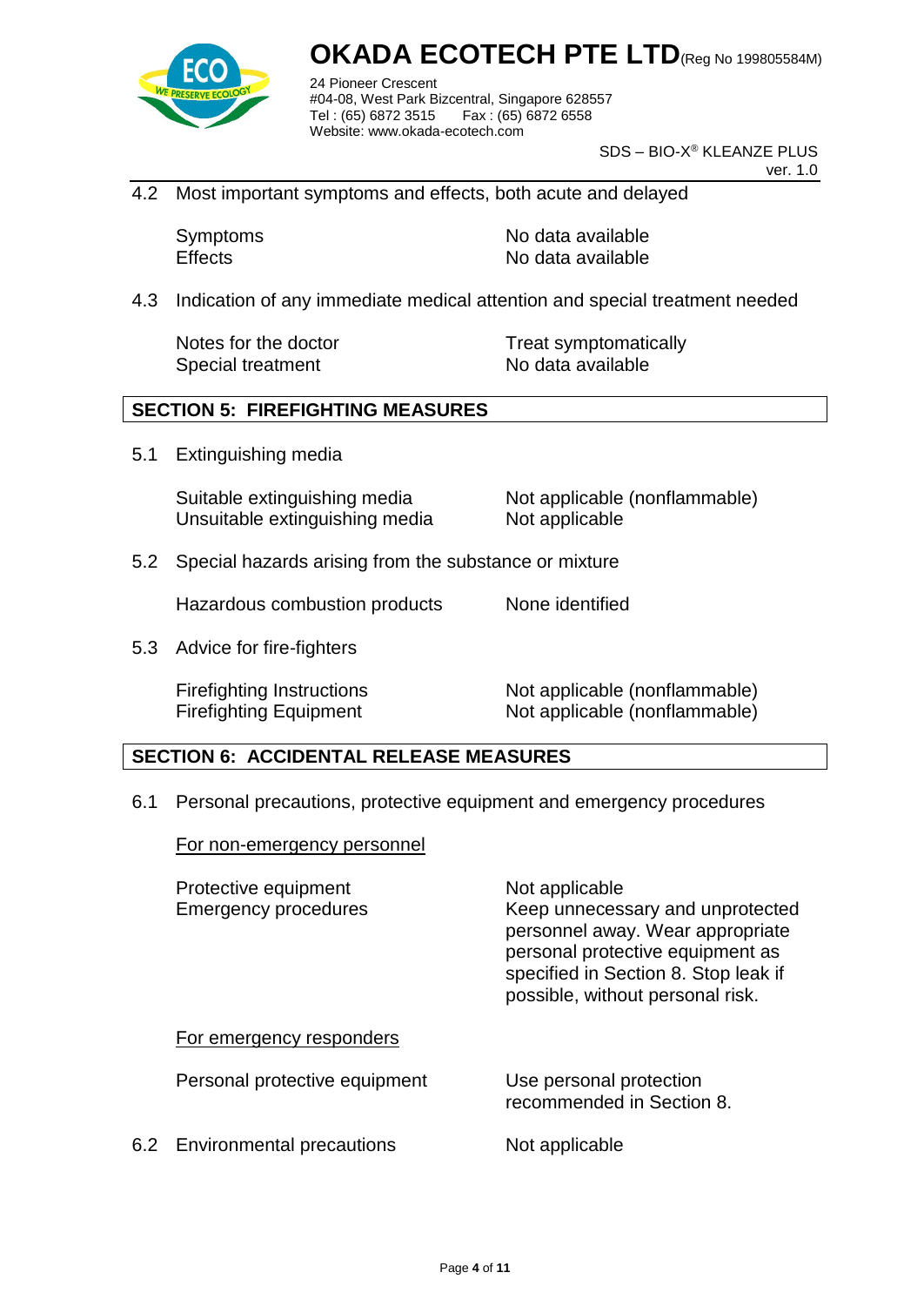4.2 Most important symptoms and effects, both acute and delayed

| | |
|---|---|
| Symptoms | No data available |
| Effects | No data available |

4.3 Indication of any immediate medical attention and special treatment needed

| | |
|---|---|
| Notes for the doctor | Treat symptomatically |
| Special treatment | No data available |

## SECTION 5: FIREFIGHTING MEASURES

5.1 Extinguishing media

| | |
|---|---|
| Suitable extinguishing media | Not applicable (nonflammable) |
| Unsuitable extinguishing media | Not applicable |

5.2 Special hazards arising from the substance or mixture

| | |
|---|---|
| Hazardous combustion products | None identified |

5.3 Advice for fire-fighters

| | |
|---|---|
| Firefighting Instructions | Not applicable (nonflammable) |
| Firefighting Equipment | Not applicable (nonflammable) |

## SECTION 6: ACCIDENTAL RELEASE MEASURES

6.1 Personal precautions, protective equipment and emergency procedures

<u>For non-emergency personnel</u>

| | |
|---|---|
| Protective equipment | Not applicable |
| Emergency procedures | Keep unnecessary and unprotected personnel away. Wear appropriate personal protective equipment as specified in Section 8. Stop leak if possible, without personal risk. |

<u>For emergency responders</u>

| | |
|---|---|
| Personal protective equipment | Use personal protection recommended in Section 8. |

6.2 Environmental precautions — Not applicable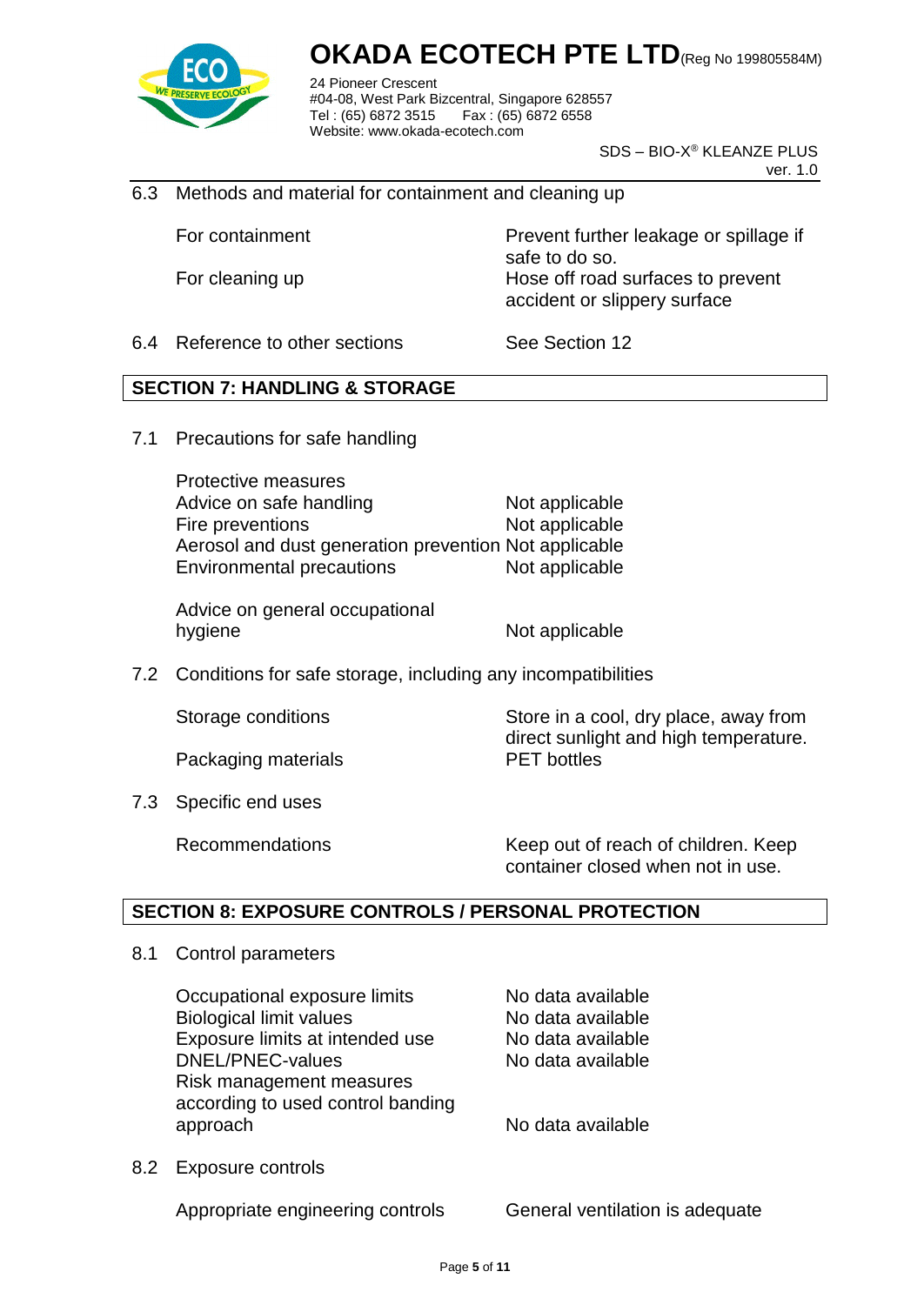6.3 Methods and material for containment and cleaning up

| | |
|---|---|
| For containment | Prevent further leakage or spillage if safe to do so. |
| For cleaning up | Hose off road surfaces to prevent accident or slippery surface |

6.4 Reference to other sections — See Section 12

## SECTION 7: HANDLING & STORAGE

7.1 Precautions for safe handling

| | |
|---|---|
| Protective measures | |
| Advice on safe handling | Not applicable |
| Fire preventions | Not applicable |
| Aerosol and dust generation prevention | Not applicable |
| Environmental precautions | Not applicable |
| Advice on general occupational hygiene | Not applicable |

7.2 Conditions for safe storage, including any incompatibilities

| | |
|---|---|
| Storage conditions | Store in a cool, dry place, away from direct sunlight and high temperature. |
| Packaging materials | PET bottles |

7.3 Specific end uses

| | |
|---|---|
| Recommendations | Keep out of reach of children. Keep container closed when not in use. |

## SECTION 8: EXPOSURE CONTROLS / PERSONAL PROTECTION

8.1 Control parameters

| | |
|---|---|
| Occupational exposure limits | No data available |
| Biological limit values | No data available |
| Exposure limits at intended use | No data available |
| DNEL/PNEC-values | No data available |
| Risk management measures according to used control banding approach | No data available |

8.2 Exposure controls

| | |
|---|---|
| Appropriate engineering controls | General ventilation is adequate |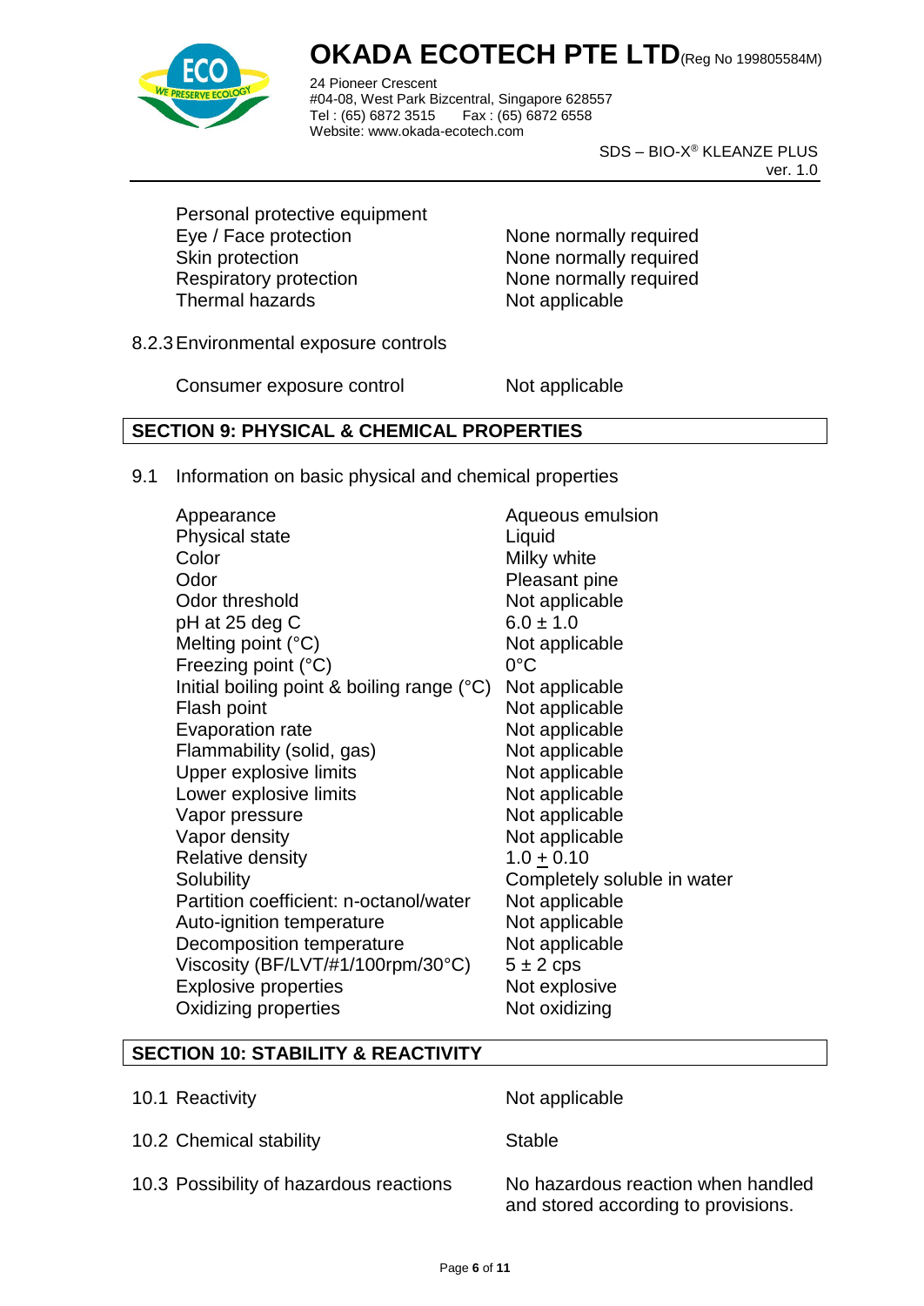Personal protective equipment

| | |
|---|---|
| Eye / Face protection | None normally required |
| Skin protection | None normally required |
| Respiratory protection | None normally required |
| Thermal hazards | Not applicable |

8.2.3 Environmental exposure controls

| | |
|---|---|
| Consumer exposure control | Not applicable |

## SECTION 9: PHYSICAL & CHEMICAL PROPERTIES

9.1 Information on basic physical and chemical properties

| | |
|---|---|
| Appearance | Aqueous emulsion |
| Physical state | Liquid |
| Color | Milky white |
| Odor | Pleasant pine |
| Odor threshold | Not applicable |
| pH at 25 deg C | $6.0 \pm 1.0$ |
| Melting point (°C) | Not applicable |
| Freezing point (°C) | 0°C |
| Initial boiling point & boiling range (°C) | Not applicable |
| Flash point | Not applicable |
| Evaporation rate | Not applicable |
| Flammability (solid, gas) | Not applicable |
| Upper explosive limits | Not applicable |
| Lower explosive limits | Not applicable |
| Vapor pressure | Not applicable |
| Vapor density | Not applicable |
| Relative density | $1.0 \pm 0.10$ |
| Solubility | Completely soluble in water |
| Partition coefficient: n-octanol/water | Not applicable |
| Auto-ignition temperature | Not applicable |
| Decomposition temperature | Not applicable |
| Viscosity (BF/LVT/#1/100rpm/30°C) | $5 \pm 2$ cps |
| Explosive properties | Not explosive |
| Oxidizing properties | Not oxidizing |

## SECTION 10: STABILITY & REACTIVITY

| | |
|---|---|
| 10.1 Reactivity | Not applicable |
| 10.2 Chemical stability | Stable |
| 10.3 Possibility of hazardous reactions | No hazardous reaction when handled and stored according to provisions. |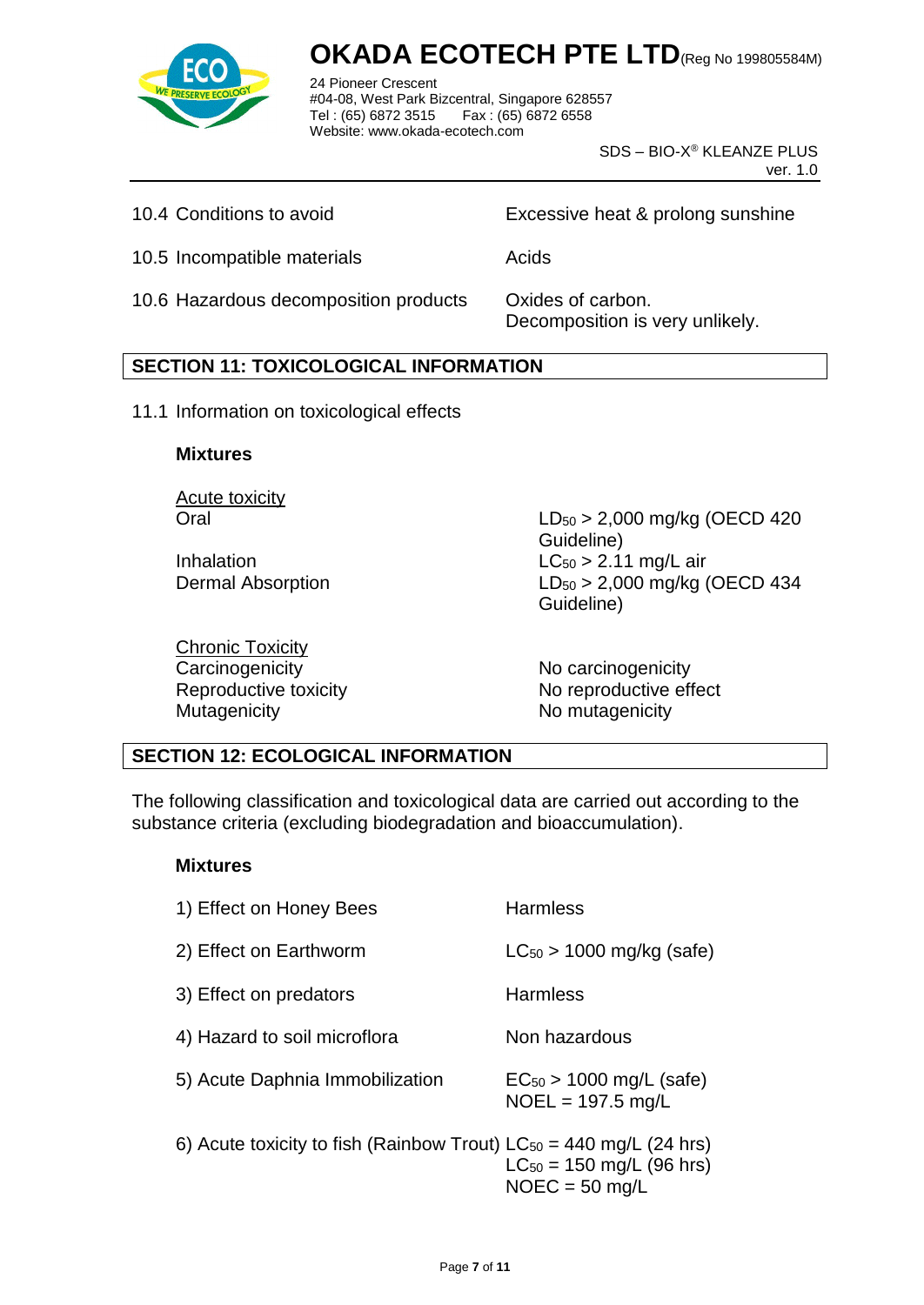| | |
|---|---|
| 10.4 Conditions to avoid | Excessive heat & prolong sunshine |
| 10.5 Incompatible materials | Acids |
| 10.6 Hazardous decomposition products | Oxides of carbon. Decomposition is very unlikely. |

## SECTION 11: TOXICOLOGICAL INFORMATION

11.1 Information on toxicological effects

**Mixtures**

<u>Acute toxicity</u>

| | |
|---|---|
| Oral | $LD_{50}$ > 2,000 mg/kg (OECD 420 Guideline) |
| Inhalation | $LC_{50}$ > 2.11 mg/L air |
| Dermal Absorption | $LD_{50}$ > 2,000 mg/kg (OECD 434 Guideline) |

<u>Chronic Toxicity</u>

| | |
|---|---|
| Carcinogenicity | No carcinogenicity |
| Reproductive toxicity | No reproductive effect |
| Mutagenicity | No mutagenicity |

## SECTION 12: ECOLOGICAL INFORMATION

The following classification and toxicological data are carried out according to the substance criteria (excluding biodegradation and bioaccumulation).

**Mixtures**

| | |
|---|---|
| 1) Effect on Honey Bees | Harmless |
| 2) Effect on Earthworm | $LC_{50}$ > 1000 mg/kg (safe) |
| 3) Effect on predators | Harmless |
| 4) Hazard to soil microflora | Non hazardous |
| 5) Acute Daphnia Immobilization | $EC_{50}$ > 1000 mg/L (safe)<br>NOEL = 197.5 mg/L |
| 6) Acute toxicity to fish (Rainbow Trout) | $LC_{50}$ = 440 mg/L (24 hrs)<br>$LC_{50}$ = 150 mg/L (96 hrs)<br>NOEC = 50 mg/L |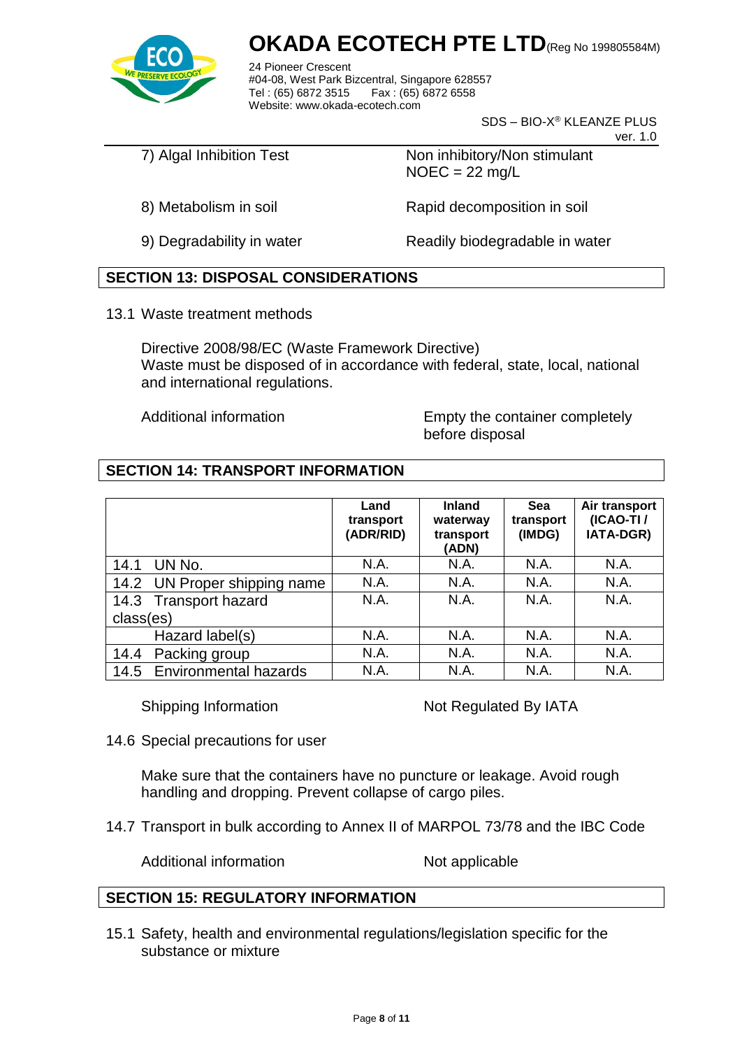7) Algal Inhibition Test — Non inhibitory/Non stimulant
NOEC = 22 mg/L

8) Metabolism in soil — Rapid decomposition in soil

9) Degradability in water — Readily biodegradable in water

## SECTION 13: DISPOSAL CONSIDERATIONS

13.1 Waste treatment methods

Directive 2008/98/EC (Waste Framework Directive)
Waste must be disposed of in accordance with federal, state, local, national and international regulations.

Additional information — Empty the container completely before disposal

## SECTION 14: TRANSPORT INFORMATION

| | Land transport (ADR/RID) | Inland waterway transport (ADN) | Sea transport (IMDG) | Air transport (ICAO-TI / IATA-DGR) |
|---|---|---|---|---|
| 14.1 UN No. | N.A. | N.A. | N.A. | N.A. |
| 14.2 UN Proper shipping name | N.A. | N.A. | N.A. | N.A. |
| 14.3 Transport hazard class(es) | N.A. | N.A. | N.A. | N.A. |
| Hazard label(s) | N.A. | N.A. | N.A. | N.A. |
| 14.4 Packing group | N.A. | N.A. | N.A. | N.A. |
| 14.5 Environmental hazards | N.A. | N.A. | N.A. | N.A. |

Shipping Information — Not Regulated By IATA

14.6 Special precautions for user

Make sure that the containers have no puncture or leakage. Avoid rough handling and dropping. Prevent collapse of cargo piles.

14.7 Transport in bulk according to Annex II of MARPOL 73/78 and the IBC Code

Additional information — Not applicable

## SECTION 15: REGULATORY INFORMATION

15.1 Safety, health and environmental regulations/legislation specific for the substance or mixture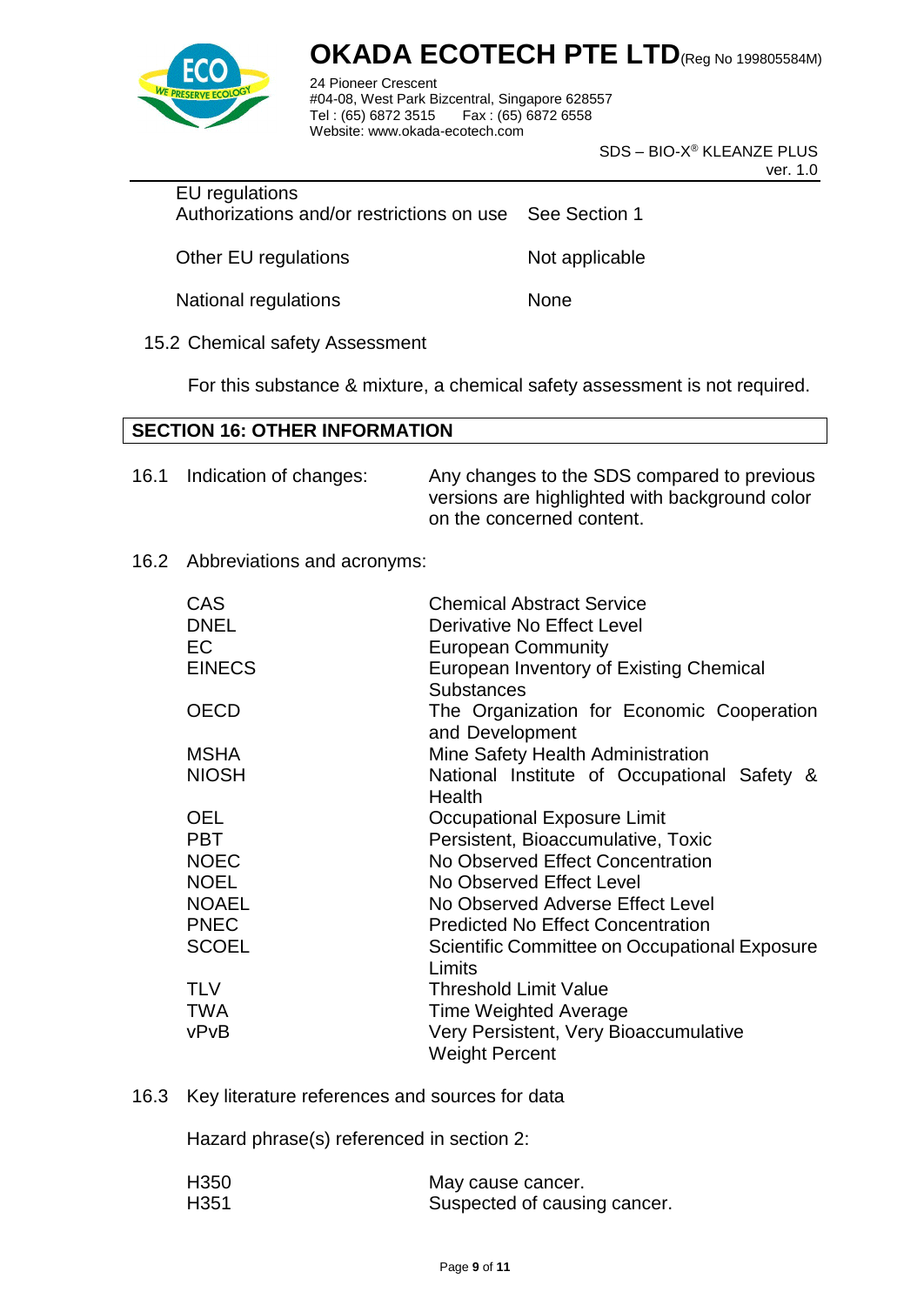EU regulations

| | |
|---|---|
| Authorizations and/or restrictions on use | See Section 1 |
| Other EU regulations | Not applicable |
| National regulations | None |

15.2 Chemical safety Assessment

For this substance & mixture, a chemical safety assessment is not required.

## SECTION 16: OTHER INFORMATION

16.1 Indication of changes: Any changes to the SDS compared to previous versions are highlighted with background color on the concerned content.

16.2 Abbreviations and acronyms:

| | |
|---|---|
| CAS | Chemical Abstract Service |
| DNEL | Derivative No Effect Level |
| EC | European Community |
| EINECS | European Inventory of Existing Chemical Substances |
| OECD | The Organization for Economic Cooperation and Development |
| MSHA | Mine Safety Health Administration |
| NIOSH | National Institute of Occupational Safety & Health |
| OEL | Occupational Exposure Limit |
| PBT | Persistent, Bioaccumulative, Toxic |
| NOEC | No Observed Effect Concentration |
| NOEL | No Observed Effect Level |
| NOAEL | No Observed Adverse Effect Level |
| PNEC | Predicted No Effect Concentration |
| SCOEL | Scientific Committee on Occupational Exposure Limits |
| TLV | Threshold Limit Value |
| TWA | Time Weighted Average |
| vPvB | Very Persistent, Very Bioaccumulative |
| | Weight Percent |

16.3 Key literature references and sources for data

Hazard phrase(s) referenced in section 2:

| | |
|---|---|
| H350 | May cause cancer. |
| H351 | Suspected of causing cancer. |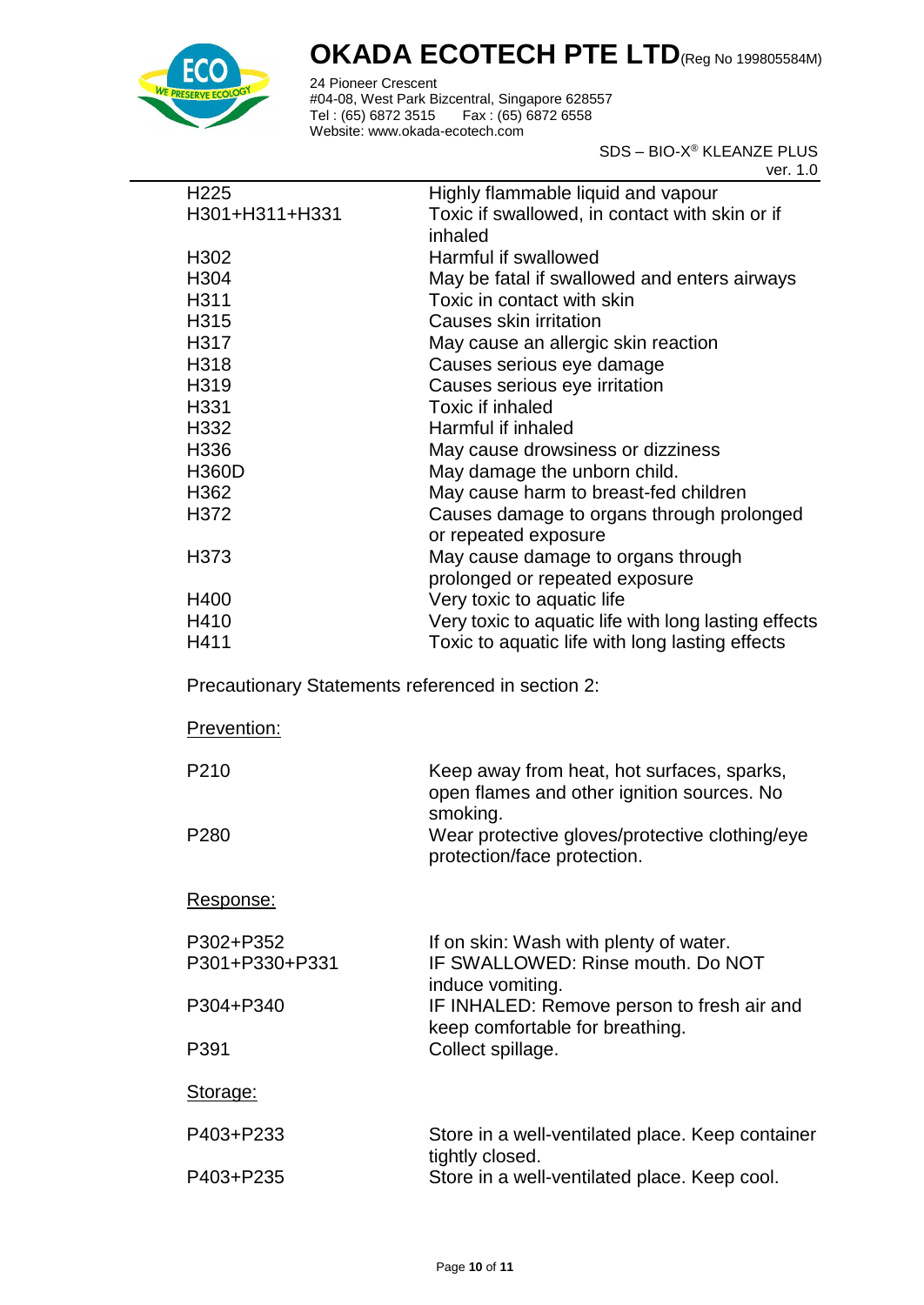| | |
|---|---|
| H225 | Highly flammable liquid and vapour |
| H301+H311+H331 | Toxic if swallowed, in contact with skin or if inhaled |
| H302 | Harmful if swallowed |
| H304 | May be fatal if swallowed and enters airways |
| H311 | Toxic in contact with skin |
| H315 | Causes skin irritation |
| H317 | May cause an allergic skin reaction |
| H318 | Causes serious eye damage |
| H319 | Causes serious eye irritation |
| H331 | Toxic if inhaled |
| H332 | Harmful if inhaled |
| H336 | May cause drowsiness or dizziness |
| H360D | May damage the unborn child. |
| H362 | May cause harm to breast-fed children |
| H372 | Causes damage to organs through prolonged or repeated exposure |
| H373 | May cause damage to organs through prolonged or repeated exposure |
| H400 | Very toxic to aquatic life |
| H410 | Very toxic to aquatic life with long lasting effects |
| H411 | Toxic to aquatic life with long lasting effects |

Precautionary Statements referenced in section 2:

Prevention:

| | |
|---|---|
| P210 | Keep away from heat, hot surfaces, sparks, open flames and other ignition sources. No smoking. |
| P280 | Wear protective gloves/protective clothing/eye protection/face protection. |

Response:

| | |
|---|---|
| P302+P352 | If on skin: Wash with plenty of water. |
| P301+P330+P331 | IF SWALLOWED: Rinse mouth. Do NOT induce vomiting. |
| P304+P340 | IF INHALED: Remove person to fresh air and keep comfortable for breathing. |
| P391 | Collect spillage. |

Storage:

| | |
|---|---|
| P403+P233 | Store in a well-ventilated place. Keep container tightly closed. |
| P403+P235 | Store in a well-ventilated place. Keep cool. |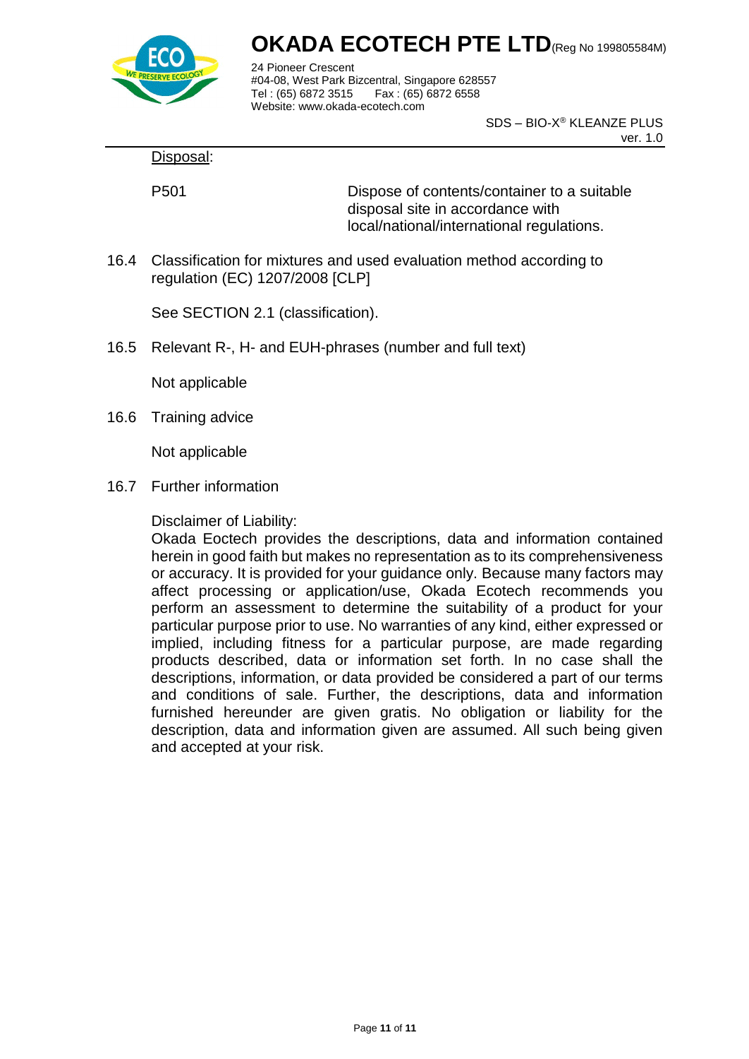Disposal:

P501 Dispose of contents/container to a suitable disposal site in accordance with local/national/international regulations.

16.4 Classification for mixtures and used evaluation method according to regulation (EC) 1207/2008 [CLP]

See SECTION 2.1 (classification).

16.5 Relevant R-, H- and EUH-phrases (number and full text)

Not applicable

16.6 Training advice

Not applicable

16.7 Further information

Disclaimer of Liability:
Okada Eoctech provides the descriptions, data and information contained herein in good faith but makes no representation as to its comprehensiveness or accuracy. It is provided for your guidance only. Because many factors may affect processing or application/use, Okada Ecotech recommends you perform an assessment to determine the suitability of a product for your particular purpose prior to use. No warranties of any kind, either expressed or implied, including fitness for a particular purpose, are made regarding products described, data or information set forth. In no case shall the descriptions, information, or data provided be considered a part of our terms and conditions of sale. Further, the descriptions, data and information furnished hereunder are given gratis. No obligation or liability for the description, data and information given are assumed. All such being given and accepted at your risk.